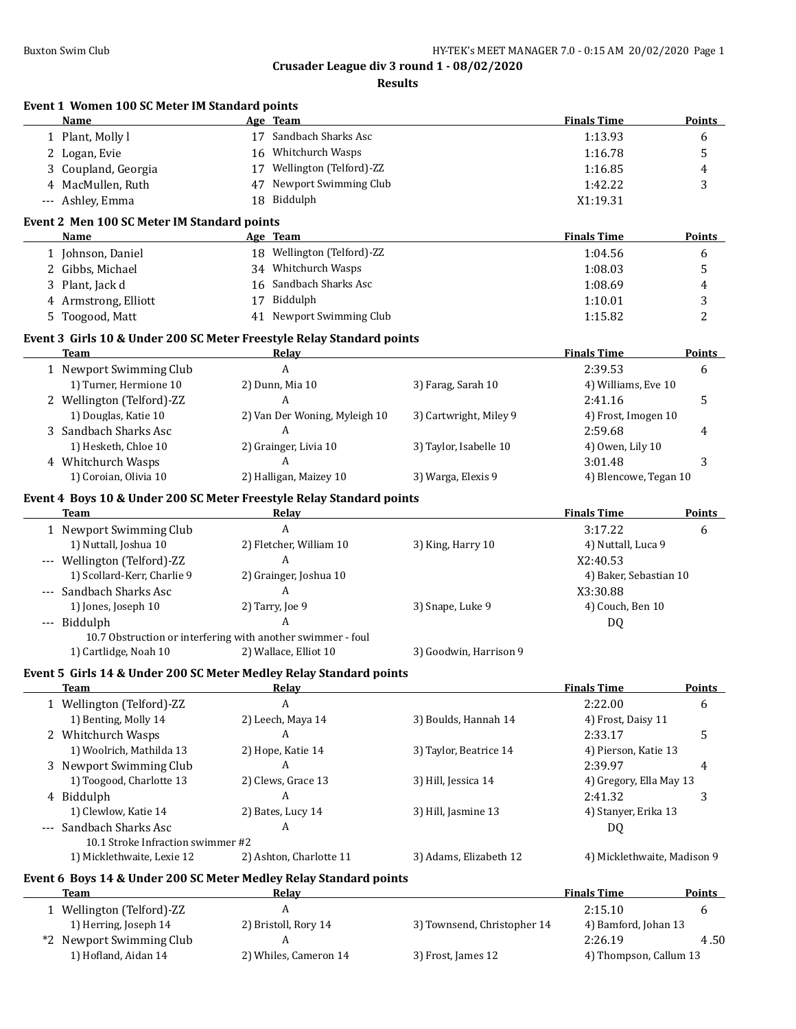# Crusader League div 3 round 1 - 08/02/2020

## Results

### Event 1 Women 100 SC Meter IM Standard points

| | Name | Age | Team | Finals Time | Points |
|---|---|---|---|---|---|
| 1 | Plant, Molly l | 17 | Sandbach Sharks Asc | 1:13.93 | 6 |
| 2 | Logan, Evie | 16 | Whitchurch Wasps | 1:16.78 | 5 |
| 3 | Coupland, Georgia | 17 | Wellington (Telford)-ZZ | 1:16.85 | 4 |
| 4 | MacMullen, Ruth | 47 | Newport Swimming Club | 1:42.22 | 3 |
| --- | Ashley, Emma | 18 | Biddulph | X1:19.31 | |

### Event 2 Men 100 SC Meter IM Standard points

| | Name | Age | Team | Finals Time | Points |
|---|---|---|---|---|---|
| 1 | Johnson, Daniel | 18 | Wellington (Telford)-ZZ | 1:04.56 | 6 |
| 2 | Gibbs, Michael | 34 | Whitchurch Wasps | 1:08.03 | 5 |
| 3 | Plant, Jack d | 16 | Sandbach Sharks Asc | 1:08.69 | 4 |
| 4 | Armstrong, Elliott | 17 | Biddulph | 1:10.01 | 3 |
| 5 | Toogood, Matt | 41 | Newport Swimming Club | 1:15.82 | 2 |

### Event 3 Girls 10 & Under 200 SC Meter Freestyle Relay Standard points

| | Team | Relay | | Finals Time | Points |
|---|---|---|---|---|---|
| 1 | Newport Swimming Club | A | | 2:39.53 | 6 |
| | 1) Turner, Hermione 10 | 2) Dunn, Mia 10 | 3) Farag, Sarah 10 | 4) Williams, Eve 10 | |
| 2 | Wellington (Telford)-ZZ | A | | 2:41.16 | 5 |
| | 1) Douglas, Katie 10 | 2) Van Der Woning, Myleigh 10 | 3) Cartwright, Miley 9 | 4) Frost, Imogen 10 | |
| 3 | Sandbach Sharks Asc | A | | 2:59.68 | 4 |
| | 1) Hesketh, Chloe 10 | 2) Grainger, Livia 10 | 3) Taylor, Isabelle 10 | 4) Owen, Lily 10 | |
| 4 | Whitchurch Wasps | A | | 3:01.48 | 3 |
| | 1) Coroian, Olivia 10 | 2) Halligan, Maizey 10 | 3) Warga, Elexis 9 | 4) Blencowe, Tegan 10 | |

### Event 4 Boys 10 & Under 200 SC Meter Freestyle Relay Standard points

| | Team | Relay | | Finals Time | Points |
|---|---|---|---|---|---|
| 1 | Newport Swimming Club | A | | 3:17.22 | 6 |
| | 1) Nuttall, Joshua 10 | 2) Fletcher, William 10 | 3) King, Harry 10 | 4) Nuttall, Luca 9 | |
| --- | Wellington (Telford)-ZZ | A | | X2:40.53 | |
| | 1) Scollard-Kerr, Charlie 9 | 2) Grainger, Joshua 10 | | 4) Baker, Sebastian 10 | |
| --- | Sandbach Sharks Asc | A | | X3:30.88 | |
| | 1) Jones, Joseph 10 | 2) Tarry, Joe 9 | 3) Snape, Luke 9 | 4) Couch, Ben 10 | |
| --- | Biddulph | A | | DQ | |
| | 10.7 Obstruction or interfering with another swimmer - foul | | | | |
| | 1) Cartlidge, Noah 10 | 2) Wallace, Elliot 10 | 3) Goodwin, Harrison 9 | | |

### Event 5 Girls 14 & Under 200 SC Meter Medley Relay Standard points

| | Team | Relay | | Finals Time | Points |
|---|---|---|---|---|---|
| 1 | Wellington (Telford)-ZZ | A | | 2:22.00 | 6 |
| | 1) Benting, Molly 14 | 2) Leech, Maya 14 | 3) Boulds, Hannah 14 | 4) Frost, Daisy 11 | |
| 2 | Whitchurch Wasps | A | | 2:33.17 | 5 |
| | 1) Woolrich, Mathilda 13 | 2) Hope, Katie 14 | 3) Taylor, Beatrice 14 | 4) Pierson, Katie 13 | |
| 3 | Newport Swimming Club | A | | 2:39.97 | 4 |
| | 1) Toogood, Charlotte 13 | 2) Clews, Grace 13 | 3) Hill, Jessica 14 | 4) Gregory, Ella May 13 | |
| 4 | Biddulph | A | | 2:41.32 | 3 |
| | 1) Clewlow, Katie 14 | 2) Bates, Lucy 14 | 3) Hill, Jasmine 13 | 4) Stanyer, Erika 13 | |
| --- | Sandbach Sharks Asc | A | | DQ | |
| | 10.1 Stroke Infraction swimmer #2 | | | | |
| | 1) Micklethwaite, Lexie 12 | 2) Ashton, Charlotte 11 | 3) Adams, Elizabeth 12 | 4) Micklethwaite, Madison 9 | |

### Event 6 Boys 14 & Under 200 SC Meter Medley Relay Standard points

| | Team | Relay | | Finals Time | Points |
|---|---|---|---|---|---|
| 1 | Wellington (Telford)-ZZ | A | | 2:15.10 | 6 |
| | 1) Herring, Joseph 14 | 2) Bristoll, Rory 14 | 3) Townsend, Christopher 14 | 4) Bamford, Johan 13 | |
| *2 | Newport Swimming Club | A | | 2:26.19 | 4.50 |
| | 1) Hofland, Aidan 14 | 2) Whiles, Cameron 14 | 3) Frost, James 12 | 4) Thompson, Callum 13 | |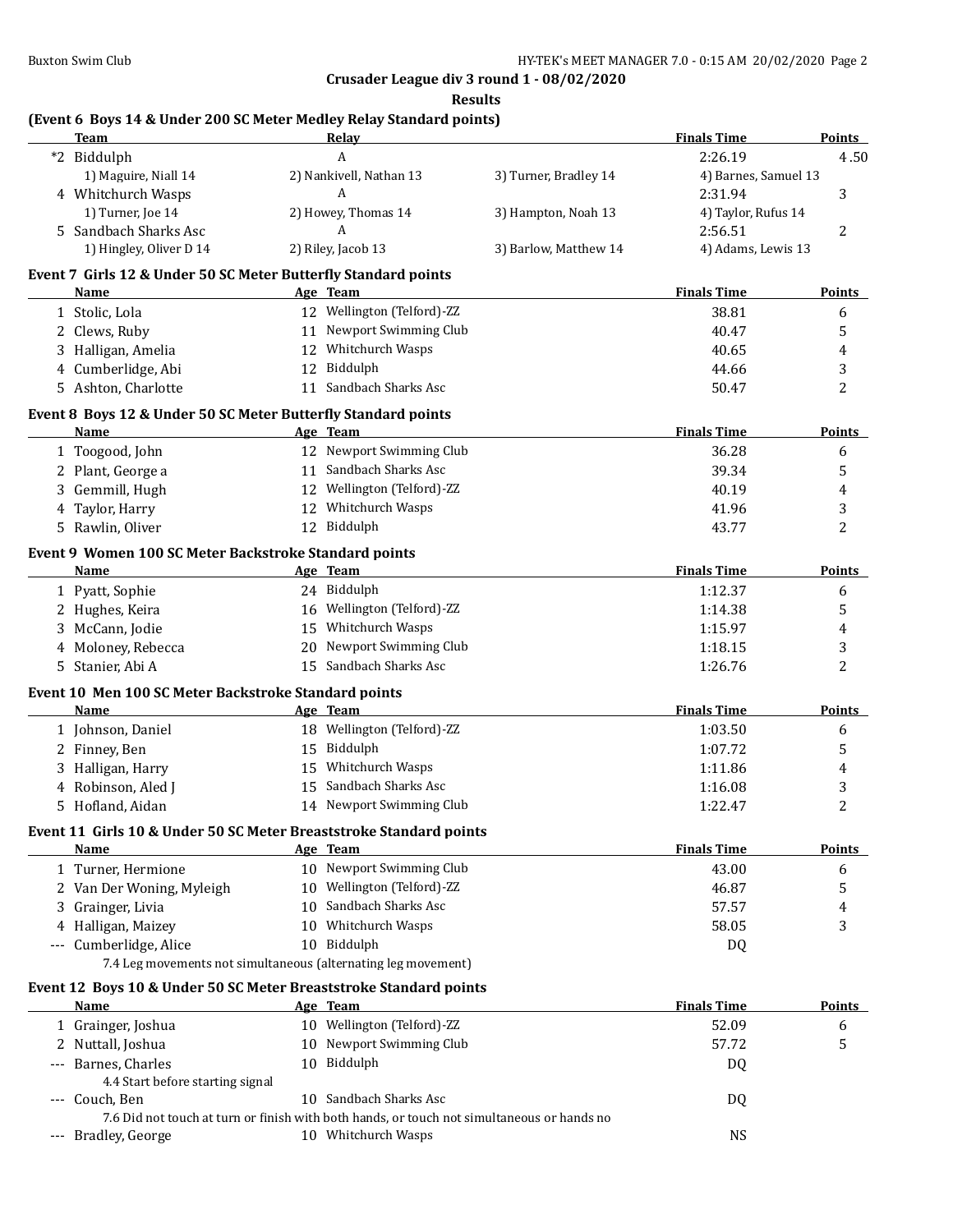**Crusader League div 3 round 1 - 08/02/2020**

**Results**

### (Event 6 Boys 14 & Under 200 SC Meter Medley Relay Standard points)

| | Team | Relay | | Finals Time | Points |
|---|---|---|---|---|---|
| *2 | Biddulph | A | | 2:26.19 | 4.50 |
| | 1) Maguire, Niall 14 | 2) Nankivell, Nathan 13 | 3) Turner, Bradley 14 | 4) Barnes, Samuel 13 | |
| 4 | Whitchurch Wasps | A | | 2:31.94 | 3 |
| | 1) Turner, Joe 14 | 2) Howey, Thomas 14 | 3) Hampton, Noah 13 | 4) Taylor, Rufus 14 | |
| 5 | Sandbach Sharks Asc | A | | 2:56.51 | 2 |
| | 1) Hingley, Oliver D 14 | 2) Riley, Jacob 13 | 3) Barlow, Matthew 14 | 4) Adams, Lewis 13 | |

### Event 7 Girls 12 & Under 50 SC Meter Butterfly Standard points

| | Name | Age | Team | Finals Time | Points |
|---|---|---|---|---|---|
| 1 | Stolic, Lola | 12 | Wellington (Telford)-ZZ | 38.81 | 6 |
| 2 | Clews, Ruby | 11 | Newport Swimming Club | 40.47 | 5 |
| 3 | Halligan, Amelia | 12 | Whitchurch Wasps | 40.65 | 4 |
| 4 | Cumberlidge, Abi | 12 | Biddulph | 44.66 | 3 |
| 5 | Ashton, Charlotte | 11 | Sandbach Sharks Asc | 50.47 | 2 |

### Event 8 Boys 12 & Under 50 SC Meter Butterfly Standard points

| | Name | Age | Team | Finals Time | Points |
|---|---|---|---|---|---|
| 1 | Toogood, John | 12 | Newport Swimming Club | 36.28 | 6 |
| 2 | Plant, George a | 11 | Sandbach Sharks Asc | 39.34 | 5 |
| 3 | Gemmill, Hugh | 12 | Wellington (Telford)-ZZ | 40.19 | 4 |
| 4 | Taylor, Harry | 12 | Whitchurch Wasps | 41.96 | 3 |
| 5 | Rawlin, Oliver | 12 | Biddulph | 43.77 | 2 |

### Event 9 Women 100 SC Meter Backstroke Standard points

| | Name | Age | Team | Finals Time | Points |
|---|---|---|---|---|---|
| 1 | Pyatt, Sophie | 24 | Biddulph | 1:12.37 | 6 |
| 2 | Hughes, Keira | 16 | Wellington (Telford)-ZZ | 1:14.38 | 5 |
| 3 | McCann, Jodie | 15 | Whitchurch Wasps | 1:15.97 | 4 |
| 4 | Moloney, Rebecca | 20 | Newport Swimming Club | 1:18.15 | 3 |
| 5 | Stanier, Abi A | 15 | Sandbach Sharks Asc | 1:26.76 | 2 |

### Event 10 Men 100 SC Meter Backstroke Standard points

| | Name | Age | Team | Finals Time | Points |
|---|---|---|---|---|---|
| 1 | Johnson, Daniel | 18 | Wellington (Telford)-ZZ | 1:03.50 | 6 |
| 2 | Finney, Ben | 15 | Biddulph | 1:07.72 | 5 |
| 3 | Halligan, Harry | 15 | Whitchurch Wasps | 1:11.86 | 4 |
| 4 | Robinson, Aled J | 15 | Sandbach Sharks Asc | 1:16.08 | 3 |
| 5 | Hofland, Aidan | 14 | Newport Swimming Club | 1:22.47 | 2 |

### Event 11 Girls 10 & Under 50 SC Meter Breaststroke Standard points

| | Name | Age | Team | Finals Time | Points |
|---|---|---|---|---|---|
| 1 | Turner, Hermione | 10 | Newport Swimming Club | 43.00 | 6 |
| 2 | Van Der Woning, Myleigh | 10 | Wellington (Telford)-ZZ | 46.87 | 5 |
| 3 | Grainger, Livia | 10 | Sandbach Sharks Asc | 57.57 | 4 |
| 4 | Halligan, Maizey | 10 | Whitchurch Wasps | 58.05 | 3 |
| --- | Cumberlidge, Alice | 10 | Biddulph | DQ | |
| | 7.4 Leg movements not simultaneous (alternating leg movement) | | | | |

### Event 12 Boys 10 & Under 50 SC Meter Breaststroke Standard points

| | Name | Age | Team | Finals Time | Points |
|---|---|---|---|---|---|
| 1 | Grainger, Joshua | 10 | Wellington (Telford)-ZZ | 52.09 | 6 |
| 2 | Nuttall, Joshua | 10 | Newport Swimming Club | 57.72 | 5 |
| --- | Barnes, Charles | 10 | Biddulph | DQ | |
| | 4.4 Start before starting signal | | | | |
| --- | Couch, Ben | 10 | Sandbach Sharks Asc | DQ | |
| | 7.6 Did not touch at turn or finish with both hands, or touch not simultaneous or hands no | | | | |
| --- | Bradley, George | 10 | Whitchurch Wasps | NS | |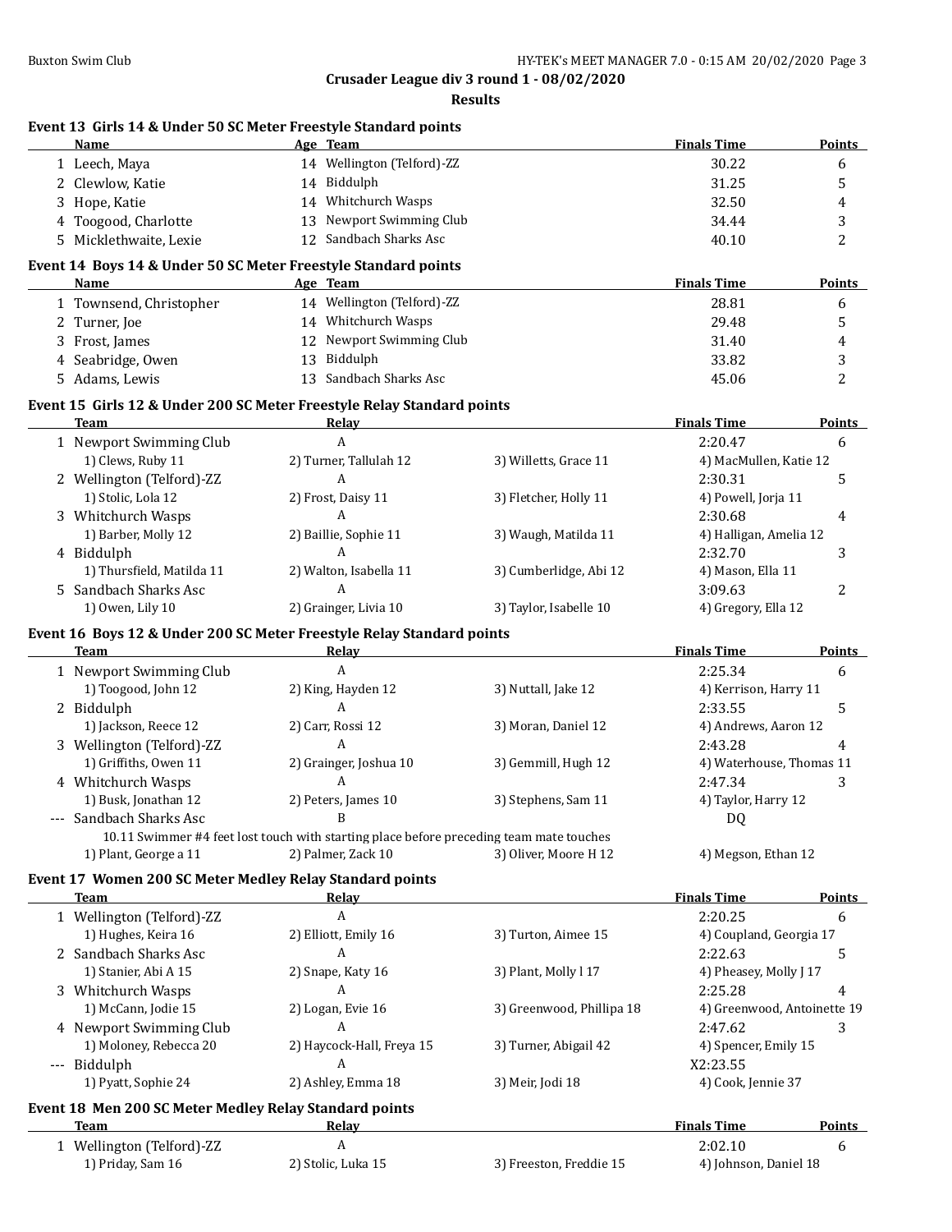Crusader League div 3 round 1 - 08/02/2020

Results

### Event 13 Girls 14 & Under 50 SC Meter Freestyle Standard points

| | Name | Age | Team | Finals Time | Points |
|---|---|---|---|---|---|
| 1 | Leech, Maya | 14 | Wellington (Telford)-ZZ | 30.22 | 6 |
| 2 | Clewlow, Katie | 14 | Biddulph | 31.25 | 5 |
| 3 | Hope, Katie | 14 | Whitchurch Wasps | 32.50 | 4 |
| 4 | Toogood, Charlotte | 13 | Newport Swimming Club | 34.44 | 3 |
| 5 | Micklethwaite, Lexie | 12 | Sandbach Sharks Asc | 40.10 | 2 |

### Event 14 Boys 14 & Under 50 SC Meter Freestyle Standard points

| | Name | Age | Team | Finals Time | Points |
|---|---|---|---|---|---|
| 1 | Townsend, Christopher | 14 | Wellington (Telford)-ZZ | 28.81 | 6 |
| 2 | Turner, Joe | 14 | Whitchurch Wasps | 29.48 | 5 |
| 3 | Frost, James | 12 | Newport Swimming Club | 31.40 | 4 |
| 4 | Seabridge, Owen | 13 | Biddulph | 33.82 | 3 |
| 5 | Adams, Lewis | 13 | Sandbach Sharks Asc | 45.06 | 2 |

### Event 15 Girls 12 & Under 200 SC Meter Freestyle Relay Standard points

| | Team | Relay | | Finals Time | Points |
|---|---|---|---|---|---|
| 1 | Newport Swimming Club | A | | 2:20.47 | 6 |
| | 1) Clews, Ruby 11 | 2) Turner, Tallulah 12 | 3) Willetts, Grace 11 | 4) MacMullen, Katie 12 | |
| 2 | Wellington (Telford)-ZZ | A | | 2:30.31 | 5 |
| | 1) Stolic, Lola 12 | 2) Frost, Daisy 11 | 3) Fletcher, Holly 11 | 4) Powell, Jorja 11 | |
| 3 | Whitchurch Wasps | A | | 2:30.68 | 4 |
| | 1) Barber, Molly 12 | 2) Baillie, Sophie 11 | 3) Waugh, Matilda 11 | 4) Halligan, Amelia 12 | |
| 4 | Biddulph | A | | 2:32.70 | 3 |
| | 1) Thursfield, Matilda 11 | 2) Walton, Isabella 11 | 3) Cumberlidge, Abi 12 | 4) Mason, Ella 11 | |
| 5 | Sandbach Sharks Asc | A | | 3:09.63 | 2 |
| | 1) Owen, Lily 10 | 2) Grainger, Livia 10 | 3) Taylor, Isabelle 10 | 4) Gregory, Ella 12 | |

### Event 16 Boys 12 & Under 200 SC Meter Freestyle Relay Standard points

| | Team | Relay | | Finals Time | Points |
|---|---|---|---|---|---|
| 1 | Newport Swimming Club | A | | 2:25.34 | 6 |
| | 1) Toogood, John 12 | 2) King, Hayden 12 | 3) Nuttall, Jake 12 | 4) Kerrison, Harry 11 | |
| 2 | Biddulph | A | | 2:33.55 | 5 |
| | 1) Jackson, Reece 12 | 2) Carr, Rossi 12 | 3) Moran, Daniel 12 | 4) Andrews, Aaron 12 | |
| 3 | Wellington (Telford)-ZZ | A | | 2:43.28 | 4 |
| | 1) Griffiths, Owen 11 | 2) Grainger, Joshua 10 | 3) Gemmill, Hugh 12 | 4) Waterhouse, Thomas 11 | |
| 4 | Whitchurch Wasps | A | | 2:47.34 | 3 |
| | 1) Busk, Jonathan 12 | 2) Peters, James 10 | 3) Stephens, Sam 11 | 4) Taylor, Harry 12 | |
| --- | Sandbach Sharks Asc | B | | DQ | |
| | 10.11 Swimmer #4 feet lost touch with starting place before preceding team mate touches | | | | |
| | 1) Plant, George a 11 | 2) Palmer, Zack 10 | 3) Oliver, Moore H 12 | 4) Megson, Ethan 12 | |

### Event 17 Women 200 SC Meter Medley Relay Standard points

| | Team | Relay | | Finals Time | Points |
|---|---|---|---|---|---|
| 1 | Wellington (Telford)-ZZ | A | | 2:20.25 | 6 |
| | 1) Hughes, Keira 16 | 2) Elliott, Emily 16 | 3) Turton, Aimee 15 | 4) Coupland, Georgia 17 | |
| 2 | Sandbach Sharks Asc | A | | 2:22.63 | 5 |
| | 1) Stanier, Abi A 15 | 2) Snape, Katy 16 | 3) Plant, Molly l 17 | 4) Pheasey, Molly J 17 | |
| 3 | Whitchurch Wasps | A | | 2:25.28 | 4 |
| | 1) McCann, Jodie 15 | 2) Logan, Evie 16 | 3) Greenwood, Phillipa 18 | 4) Greenwood, Antoinette 19 | |
| 4 | Newport Swimming Club | A | | 2:47.62 | 3 |
| | 1) Moloney, Rebecca 20 | 2) Haycock-Hall, Freya 15 | 3) Turner, Abigail 42 | 4) Spencer, Emily 15 | |
| --- | Biddulph | A | | X2:23.55 | |
| | 1) Pyatt, Sophie 24 | 2) Ashley, Emma 18 | 3) Meir, Jodi 18 | 4) Cook, Jennie 37 | |

### Event 18 Men 200 SC Meter Medley Relay Standard points

| | Team | Relay | | Finals Time | Points |
|---|---|---|---|---|---|
| 1 | Wellington (Telford)-ZZ | A | | 2:02.10 | 6 |
| | 1) Priday, Sam 16 | 2) Stolic, Luka 15 | 3) Freeston, Freddie 15 | 4) Johnson, Daniel 18 | |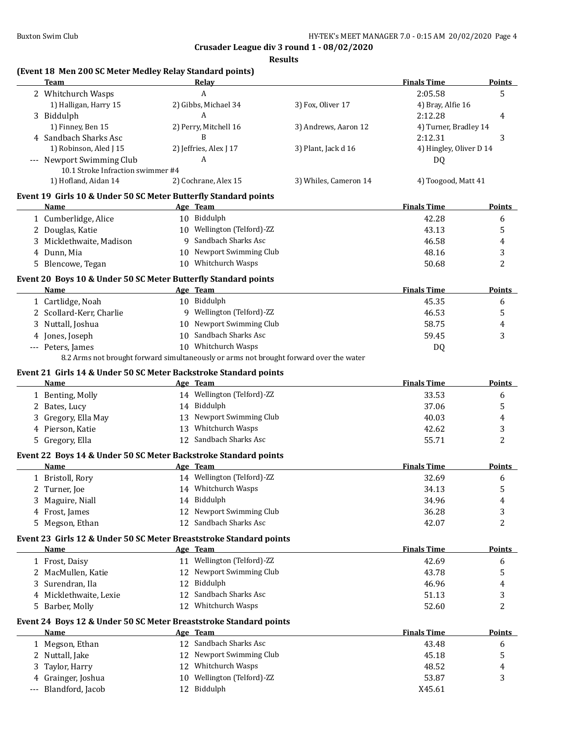**Crusader League div 3 round 1 - 08/02/2020**

**Results**

### (Event 18 Men 200 SC Meter Medley Relay Standard points)

| | Team | Relay | | Finals Time | Points |
|---|---|---|---|---|---|
| 2 | Whitchurch Wasps | A | | 2:05.58 | 5 |
| | 1) Halligan, Harry 15 | 2) Gibbs, Michael 34 | 3) Fox, Oliver 17 | 4) Bray, Alfie 16 | |
| 3 | Biddulph | A | | 2:12.28 | 4 |
| | 1) Finney, Ben 15 | 2) Perry, Mitchell 16 | 3) Andrews, Aaron 12 | 4) Turner, Bradley 14 | |
| 4 | Sandbach Sharks Asc | B | | 2:12.31 | 3 |
| | 1) Robinson, Aled J 15 | 2) Jeffries, Alex J 17 | 3) Plant, Jack d 16 | 4) Hingley, Oliver D 14 | |
| --- | Newport Swimming Club | A | | DQ | |
| | 10.1 Stroke Infraction swimmer #4 | | | | |
| | 1) Hofland, Aidan 14 | 2) Cochrane, Alex 15 | 3) Whiles, Cameron 14 | 4) Toogood, Matt 41 | |

### Event 19 Girls 10 & Under 50 SC Meter Butterfly Standard points

| | Name | Age | Team | Finals Time | Points |
|---|---|---|---|---|---|
| 1 | Cumberlidge, Alice | 10 | Biddulph | 42.28 | 6 |
| 2 | Douglas, Katie | 10 | Wellington (Telford)-ZZ | 43.13 | 5 |
| 3 | Micklethwaite, Madison | 9 | Sandbach Sharks Asc | 46.58 | 4 |
| 4 | Dunn, Mia | 10 | Newport Swimming Club | 48.16 | 3 |
| 5 | Blencowe, Tegan | 10 | Whitchurch Wasps | 50.68 | 2 |

### Event 20 Boys 10 & Under 50 SC Meter Butterfly Standard points

| | Name | Age | Team | Finals Time | Points |
|---|---|---|---|---|---|
| 1 | Cartlidge, Noah | 10 | Biddulph | 45.35 | 6 |
| 2 | Scollard-Kerr, Charlie | 9 | Wellington (Telford)-ZZ | 46.53 | 5 |
| 3 | Nuttall, Joshua | 10 | Newport Swimming Club | 58.75 | 4 |
| 4 | Jones, Joseph | 10 | Sandbach Sharks Asc | 59.45 | 3 |
| --- | Peters, James | 10 | Whitchurch Wasps | DQ | |
| | 8.2 Arms not brought forward simultaneously or arms not brought forward over the water | | | | |

### Event 21 Girls 14 & Under 50 SC Meter Backstroke Standard points

| | Name | Age | Team | Finals Time | Points |
|---|---|---|---|---|---|
| 1 | Benting, Molly | 14 | Wellington (Telford)-ZZ | 33.53 | 6 |
| 2 | Bates, Lucy | 14 | Biddulph | 37.06 | 5 |
| 3 | Gregory, Ella May | 13 | Newport Swimming Club | 40.03 | 4 |
| 4 | Pierson, Katie | 13 | Whitchurch Wasps | 42.62 | 3 |
| 5 | Gregory, Ella | 12 | Sandbach Sharks Asc | 55.71 | 2 |

### Event 22 Boys 14 & Under 50 SC Meter Backstroke Standard points

| | Name | Age | Team | Finals Time | Points |
|---|---|---|---|---|---|
| 1 | Bristoll, Rory | 14 | Wellington (Telford)-ZZ | 32.69 | 6 |
| 2 | Turner, Joe | 14 | Whitchurch Wasps | 34.13 | 5 |
| 3 | Maguire, Niall | 14 | Biddulph | 34.96 | 4 |
| 4 | Frost, James | 12 | Newport Swimming Club | 36.28 | 3 |
| 5 | Megson, Ethan | 12 | Sandbach Sharks Asc | 42.07 | 2 |

### Event 23 Girls 12 & Under 50 SC Meter Breaststroke Standard points

| | Name | Age | Team | Finals Time | Points |
|---|---|---|---|---|---|
| 1 | Frost, Daisy | 11 | Wellington (Telford)-ZZ | 42.69 | 6 |
| 2 | MacMullen, Katie | 12 | Newport Swimming Club | 43.78 | 5 |
| 3 | Surendran, Ila | 12 | Biddulph | 46.96 | 4 |
| 4 | Micklethwaite, Lexie | 12 | Sandbach Sharks Asc | 51.13 | 3 |
| 5 | Barber, Molly | 12 | Whitchurch Wasps | 52.60 | 2 |

### Event 24 Boys 12 & Under 50 SC Meter Breaststroke Standard points

| | Name | Age | Team | Finals Time | Points |
|---|---|---|---|---|---|
| 1 | Megson, Ethan | 12 | Sandbach Sharks Asc | 43.48 | 6 |
| 2 | Nuttall, Jake | 12 | Newport Swimming Club | 45.18 | 5 |
| 3 | Taylor, Harry | 12 | Whitchurch Wasps | 48.52 | 4 |
| 4 | Grainger, Joshua | 10 | Wellington (Telford)-ZZ | 53.87 | 3 |
| --- | Blandford, Jacob | 12 | Biddulph | X45.61 | |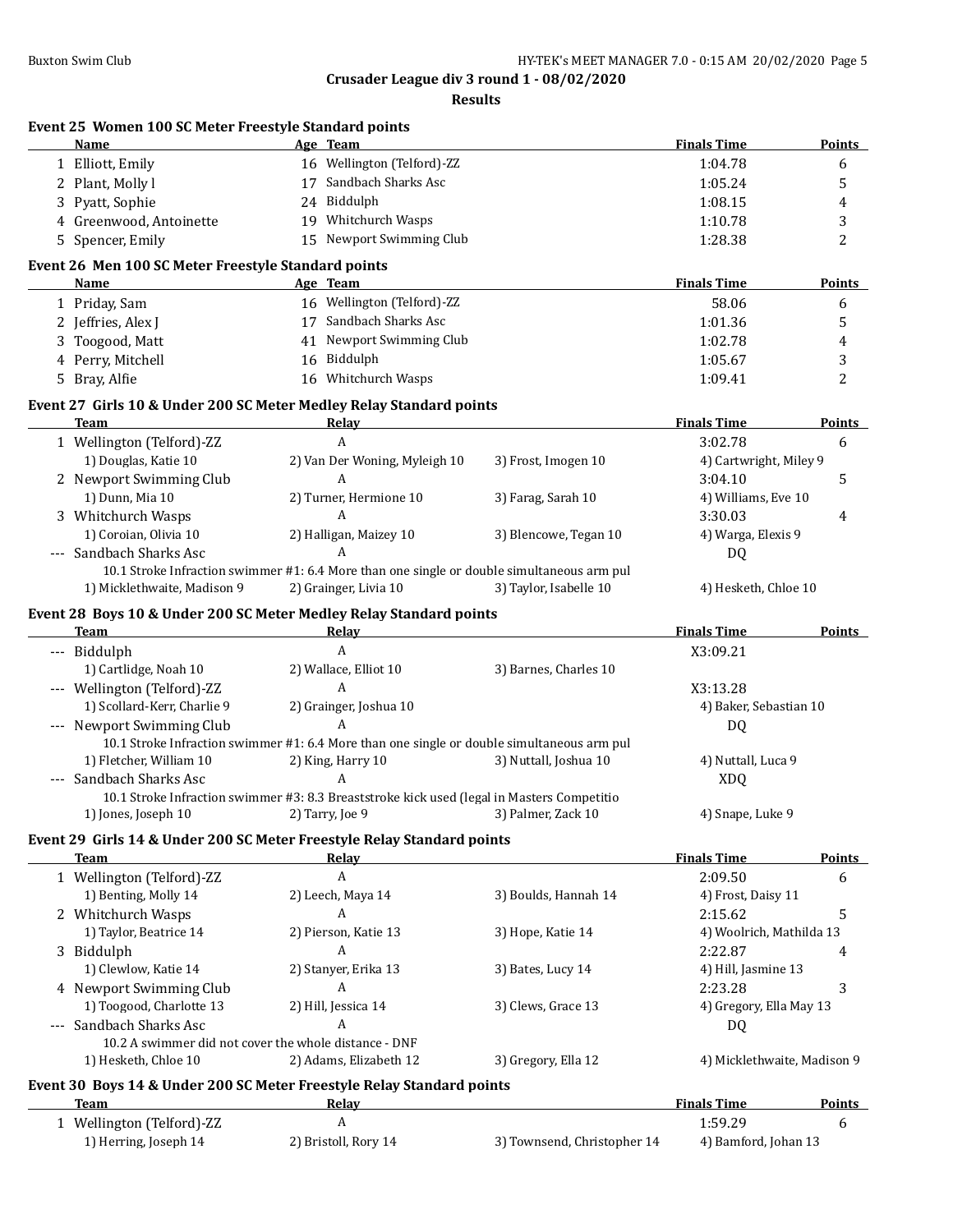## Crusader League div 3 round 1 - 08/02/2020

### Results

#### Event 25 Women 100 SC Meter Freestyle Standard points

| | Name | Age | Team | Finals Time | Points |
|---|---|---|---|---|---|
| 1 | Elliott, Emily | 16 | Wellington (Telford)-ZZ | 1:04.78 | 6 |
| 2 | Plant, Molly l | 17 | Sandbach Sharks Asc | 1:05.24 | 5 |
| 3 | Pyatt, Sophie | 24 | Biddulph | 1:08.15 | 4 |
| 4 | Greenwood, Antoinette | 19 | Whitchurch Wasps | 1:10.78 | 3 |
| 5 | Spencer, Emily | 15 | Newport Swimming Club | 1:28.38 | 2 |

#### Event 26 Men 100 SC Meter Freestyle Standard points

| | Name | Age | Team | Finals Time | Points |
|---|---|---|---|---|---|
| 1 | Priday, Sam | 16 | Wellington (Telford)-ZZ | 58.06 | 6 |
| 2 | Jeffries, Alex J | 17 | Sandbach Sharks Asc | 1:01.36 | 5 |
| 3 | Toogood, Matt | 41 | Newport Swimming Club | 1:02.78 | 4 |
| 4 | Perry, Mitchell | 16 | Biddulph | 1:05.67 | 3 |
| 5 | Bray, Alfie | 16 | Whitchurch Wasps | 1:09.41 | 2 |

#### Event 27 Girls 10 & Under 200 SC Meter Medley Relay Standard points

| | Team | Relay | | Finals Time | Points |
|---|---|---|---|---|---|
| 1 | Wellington (Telford)-ZZ | A | | 3:02.78 | 6 |
| | 1) Douglas, Katie 10 | 2) Van Der Woning, Myleigh 10 | 3) Frost, Imogen 10 | 4) Cartwright, Miley 9 | |
| 2 | Newport Swimming Club | A | | 3:04.10 | 5 |
| | 1) Dunn, Mia 10 | 2) Turner, Hermione 10 | 3) Farag, Sarah 10 | 4) Williams, Eve 10 | |
| 3 | Whitchurch Wasps | A | | 3:30.03 | 4 |
| | 1) Coroian, Olivia 10 | 2) Halligan, Maizey 10 | 3) Blencowe, Tegan 10 | 4) Warga, Elexis 9 | |
| --- | Sandbach Sharks Asc | A | | DQ | |
| | 10.1 Stroke Infraction swimmer #1: 6.4 More than one single or double simultaneous arm pul | | | | |
| | 1) Micklethwaite, Madison 9 | 2) Grainger, Livia 10 | 3) Taylor, Isabelle 10 | 4) Hesketh, Chloe 10 | |

#### Event 28 Boys 10 & Under 200 SC Meter Medley Relay Standard points

| | Team | Relay | | Finals Time | Points |
|---|---|---|---|---|---|
| --- | Biddulph | A | | X3:09.21 | |
| | 1) Cartlidge, Noah 10 | 2) Wallace, Elliot 10 | 3) Barnes, Charles 10 | | |
| --- | Wellington (Telford)-ZZ | A | | X3:13.28 | |
| | 1) Scollard-Kerr, Charlie 9 | 2) Grainger, Joshua 10 | | 4) Baker, Sebastian 10 | |
| --- | Newport Swimming Club | A | | DQ | |
| | 10.1 Stroke Infraction swimmer #1: 6.4 More than one single or double simultaneous arm pul | | | | |
| | 1) Fletcher, William 10 | 2) King, Harry 10 | 3) Nuttall, Joshua 10 | 4) Nuttall, Luca 9 | |
| --- | Sandbach Sharks Asc | A | | XDQ | |
| | 10.1 Stroke Infraction swimmer #3: 8.3 Breaststroke kick used (legal in Masters Competitio | | | | |
| | 1) Jones, Joseph 10 | 2) Tarry, Joe 9 | 3) Palmer, Zack 10 | 4) Snape, Luke 9 | |

#### Event 29 Girls 14 & Under 200 SC Meter Freestyle Relay Standard points

| | Team | Relay | | Finals Time | Points |
|---|---|---|---|---|---|
| 1 | Wellington (Telford)-ZZ | A | | 2:09.50 | 6 |
| | 1) Benting, Molly 14 | 2) Leech, Maya 14 | 3) Boulds, Hannah 14 | 4) Frost, Daisy 11 | |
| 2 | Whitchurch Wasps | A | | 2:15.62 | 5 |
| | 1) Taylor, Beatrice 14 | 2) Pierson, Katie 13 | 3) Hope, Katie 14 | 4) Woolrich, Mathilda 13 | |
| 3 | Biddulph | A | | 2:22.87 | 4 |
| | 1) Clewlow, Katie 14 | 2) Stanyer, Erika 13 | 3) Bates, Lucy 14 | 4) Hill, Jasmine 13 | |
| 4 | Newport Swimming Club | A | | 2:23.28 | 3 |
| | 1) Toogood, Charlotte 13 | 2) Hill, Jessica 14 | 3) Clews, Grace 13 | 4) Gregory, Ella May 13 | |
| --- | Sandbach Sharks Asc | A | | DQ | |
| | 10.2 A swimmer did not cover the whole distance - DNF | | | | |
| | 1) Hesketh, Chloe 10 | 2) Adams, Elizabeth 12 | 3) Gregory, Ella 12 | 4) Micklethwaite, Madison 9 | |

#### Event 30 Boys 14 & Under 200 SC Meter Freestyle Relay Standard points

| | Team | Relay | | Finals Time | Points |
|---|---|---|---|---|---|
| 1 | Wellington (Telford)-ZZ | A | | 1:59.29 | 6 |
| | 1) Herring, Joseph 14 | 2) Bristoll, Rory 14 | 3) Townsend, Christopher 14 | 4) Bamford, Johan 13 | |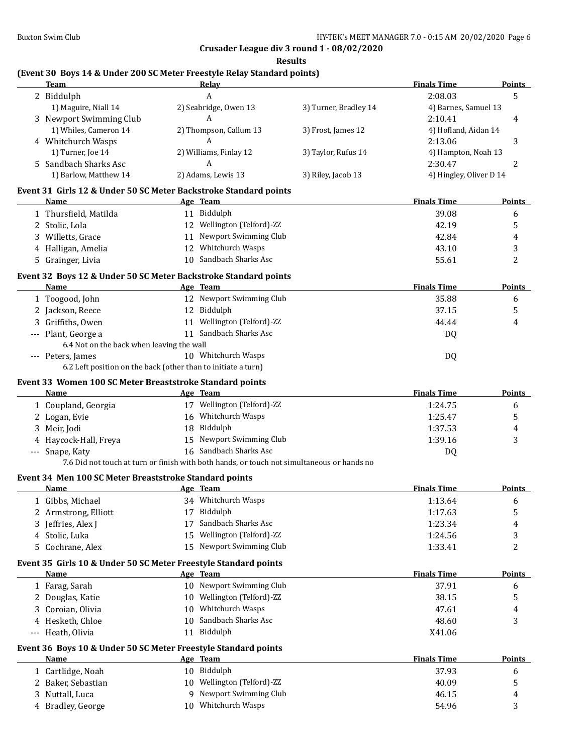## Crusader League div 3 round 1 - 08/02/2020

### Results

### (Event 30 Boys 14 & Under 200 SC Meter Freestyle Relay Standard points)

| | Team | Relay | | Finals Time | Points |
|---|---|---|---|---|---|
| 2 | Biddulph | A | | 2:08.03 | 5 |
| | 1) Maguire, Niall 14 | 2) Seabridge, Owen 13 | 3) Turner, Bradley 14 | 4) Barnes, Samuel 13 | |
| 3 | Newport Swimming Club | A | | 2:10.41 | 4 |
| | 1) Whiles, Cameron 14 | 2) Thompson, Callum 13 | 3) Frost, James 12 | 4) Hofland, Aidan 14 | |
| 4 | Whitchurch Wasps | A | | 2:13.06 | 3 |
| | 1) Turner, Joe 14 | 2) Williams, Finlay 12 | 3) Taylor, Rufus 14 | 4) Hampton, Noah 13 | |
| 5 | Sandbach Sharks Asc | A | | 2:30.47 | 2 |
| | 1) Barlow, Matthew 14 | 2) Adams, Lewis 13 | 3) Riley, Jacob 13 | 4) Hingley, Oliver D 14 | |

### Event 31 Girls 12 & Under 50 SC Meter Backstroke Standard points

| | Name | Age | Team | Finals Time | Points |
|---|---|---|---|---|---|
| 1 | Thursfield, Matilda | 11 | Biddulph | 39.08 | 6 |
| 2 | Stolic, Lola | 12 | Wellington (Telford)-ZZ | 42.19 | 5 |
| 3 | Willetts, Grace | 11 | Newport Swimming Club | 42.84 | 4 |
| 4 | Halligan, Amelia | 12 | Whitchurch Wasps | 43.10 | 3 |
| 5 | Grainger, Livia | 10 | Sandbach Sharks Asc | 55.61 | 2 |

### Event 32 Boys 12 & Under 50 SC Meter Backstroke Standard points

| | Name | Age | Team | Finals Time | Points |
|---|---|---|---|---|---|
| 1 | Toogood, John | 12 | Newport Swimming Club | 35.88 | 6 |
| 2 | Jackson, Reece | 12 | Biddulph | 37.15 | 5 |
| 3 | Griffiths, Owen | 11 | Wellington (Telford)-ZZ | 44.44 | 4 |
| --- | Plant, George a | 11 | Sandbach Sharks Asc | DQ | |
| | 6.4 Not on the back when leaving the wall | | | | |
| --- | Peters, James | 10 | Whitchurch Wasps | DQ | |
| | 6.2 Left position on the back (other than to initiate a turn) | | | | |

### Event 33 Women 100 SC Meter Breaststroke Standard points

| | Name | Age | Team | Finals Time | Points |
|---|---|---|---|---|---|
| 1 | Coupland, Georgia | 17 | Wellington (Telford)-ZZ | 1:24.75 | 6 |
| 2 | Logan, Evie | 16 | Whitchurch Wasps | 1:25.47 | 5 |
| 3 | Meir, Jodi | 18 | Biddulph | 1:37.53 | 4 |
| 4 | Haycock-Hall, Freya | 15 | Newport Swimming Club | 1:39.16 | 3 |
| --- | Snape, Katy | 16 | Sandbach Sharks Asc | DQ | |
| | 7.6 Did not touch at turn or finish with both hands, or touch not simultaneous or hands no | | | | |

### Event 34 Men 100 SC Meter Breaststroke Standard points

| | Name | Age | Team | Finals Time | Points |
|---|---|---|---|---|---|
| 1 | Gibbs, Michael | 34 | Whitchurch Wasps | 1:13.64 | 6 |
| 2 | Armstrong, Elliott | 17 | Biddulph | 1:17.63 | 5 |
| 3 | Jeffries, Alex J | 17 | Sandbach Sharks Asc | 1:23.34 | 4 |
| 4 | Stolic, Luka | 15 | Wellington (Telford)-ZZ | 1:24.56 | 3 |
| 5 | Cochrane, Alex | 15 | Newport Swimming Club | 1:33.41 | 2 |

### Event 35 Girls 10 & Under 50 SC Meter Freestyle Standard points

| | Name | Age | Team | Finals Time | Points |
|---|---|---|---|---|---|
| 1 | Farag, Sarah | 10 | Newport Swimming Club | 37.91 | 6 |
| 2 | Douglas, Katie | 10 | Wellington (Telford)-ZZ | 38.15 | 5 |
| 3 | Coroian, Olivia | 10 | Whitchurch Wasps | 47.61 | 4 |
| 4 | Hesketh, Chloe | 10 | Sandbach Sharks Asc | 48.60 | 3 |
| --- | Heath, Olivia | 11 | Biddulph | X41.06 | |

### Event 36 Boys 10 & Under 50 SC Meter Freestyle Standard points

| | Name | Age | Team | Finals Time | Points |
|---|---|---|---|---|---|
| 1 | Cartlidge, Noah | 10 | Biddulph | 37.93 | 6 |
| 2 | Baker, Sebastian | 10 | Wellington (Telford)-ZZ | 40.09 | 5 |
| 3 | Nuttall, Luca | 9 | Newport Swimming Club | 46.15 | 4 |
| 4 | Bradley, George | 10 | Whitchurch Wasps | 54.96 | 3 |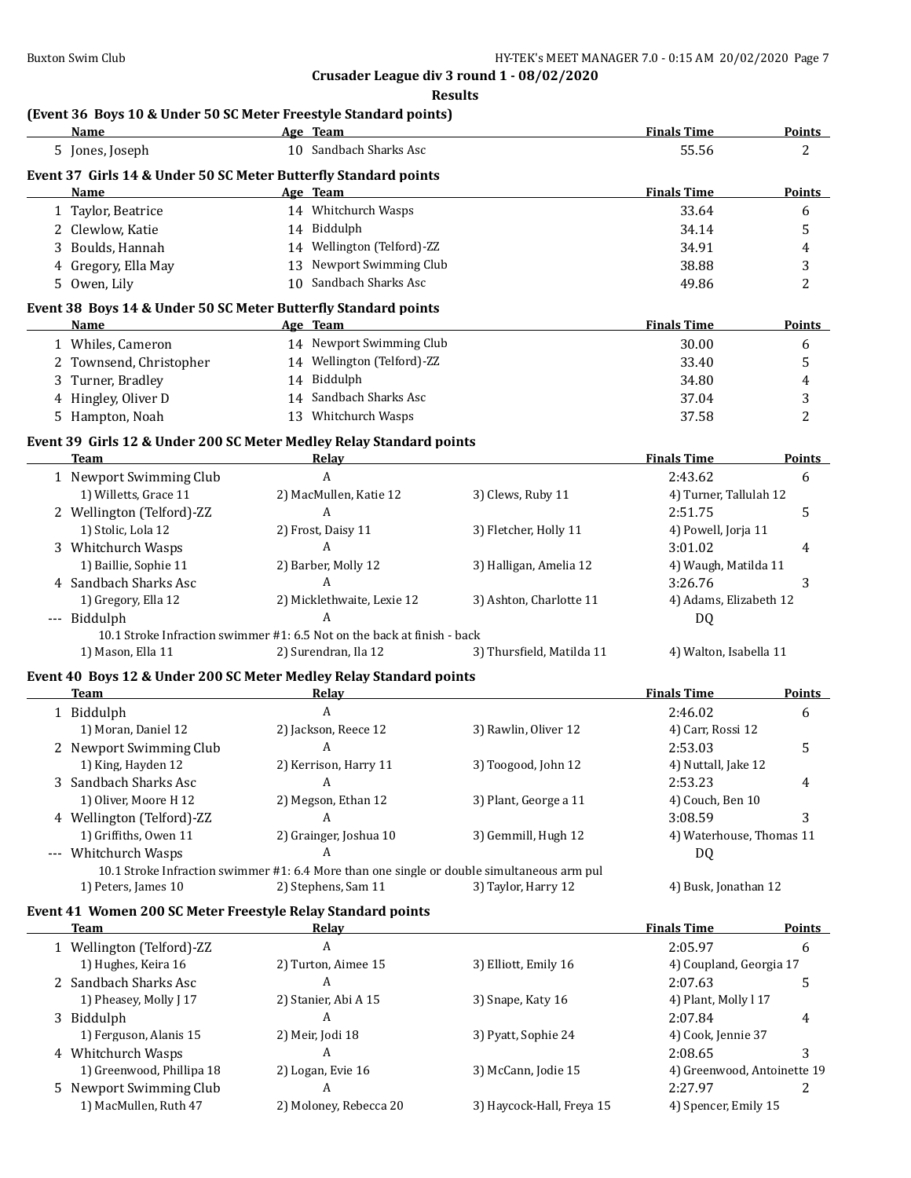**Crusader League div 3 round 1 - 08/02/2020**

**Results**

### (Event 36 Boys 10 & Under 50 SC Meter Freestyle Standard points)

| | Name | Age | Team | Finals Time | Points |
|---|---|---|---|---|---|
| 5 | Jones, Joseph | 10 | Sandbach Sharks Asc | 55.56 | 2 |

### Event 37 Girls 14 & Under 50 SC Meter Butterfly Standard points

| | Name | Age | Team | Finals Time | Points |
|---|---|---|---|---|---|
| 1 | Taylor, Beatrice | 14 | Whitchurch Wasps | 33.64 | 6 |
| 2 | Clewlow, Katie | 14 | Biddulph | 34.14 | 5 |
| 3 | Boulds, Hannah | 14 | Wellington (Telford)-ZZ | 34.91 | 4 |
| 4 | Gregory, Ella May | 13 | Newport Swimming Club | 38.88 | 3 |
| 5 | Owen, Lily | 10 | Sandbach Sharks Asc | 49.86 | 2 |

### Event 38 Boys 14 & Under 50 SC Meter Butterfly Standard points

| | Name | Age | Team | Finals Time | Points |
|---|---|---|---|---|---|
| 1 | Whiles, Cameron | 14 | Newport Swimming Club | 30.00 | 6 |
| 2 | Townsend, Christopher | 14 | Wellington (Telford)-ZZ | 33.40 | 5 |
| 3 | Turner, Bradley | 14 | Biddulph | 34.80 | 4 |
| 4 | Hingley, Oliver D | 14 | Sandbach Sharks Asc | 37.04 | 3 |
| 5 | Hampton, Noah | 13 | Whitchurch Wasps | 37.58 | 2 |

### Event 39 Girls 12 & Under 200 SC Meter Medley Relay Standard points

| | Team | Relay | | Finals Time | Points |
|---|---|---|---|---|---|
| 1 | Newport Swimming Club | A | | 2:43.62 | 6 |
| | 1) Willetts, Grace 11 | 2) MacMullen, Katie 12 | 3) Clews, Ruby 11 | 4) Turner, Tallulah 12 | |
| 2 | Wellington (Telford)-ZZ | A | | 2:51.75 | 5 |
| | 1) Stolic, Lola 12 | 2) Frost, Daisy 11 | 3) Fletcher, Holly 11 | 4) Powell, Jorja 11 | |
| 3 | Whitchurch Wasps | A | | 3:01.02 | 4 |
| | 1) Baillie, Sophie 11 | 2) Barber, Molly 12 | 3) Halligan, Amelia 12 | 4) Waugh, Matilda 11 | |
| 4 | Sandbach Sharks Asc | A | | 3:26.76 | 3 |
| | 1) Gregory, Ella 12 | 2) Micklethwaite, Lexie 12 | 3) Ashton, Charlotte 11 | 4) Adams, Elizabeth 12 | |
| --- | Biddulph | A | | DQ | |
| | 10.1 Stroke Infraction swimmer #1: 6.5 Not on the back at finish - back | | | | |
| | 1) Mason, Ella 11 | 2) Surendran, Ila 12 | 3) Thursfield, Matilda 11 | 4) Walton, Isabella 11 | |

### Event 40 Boys 12 & Under 200 SC Meter Medley Relay Standard points

| | Team | Relay | | Finals Time | Points |
|---|---|---|---|---|---|
| 1 | Biddulph | A | | 2:46.02 | 6 |
| | 1) Moran, Daniel 12 | 2) Jackson, Reece 12 | 3) Rawlin, Oliver 12 | 4) Carr, Rossi 12 | |
| 2 | Newport Swimming Club | A | | 2:53.03 | 5 |
| | 1) King, Hayden 12 | 2) Kerrison, Harry 11 | 3) Toogood, John 12 | 4) Nuttall, Jake 12 | |
| 3 | Sandbach Sharks Asc | A | | 2:53.23 | 4 |
| | 1) Oliver, Moore H 12 | 2) Megson, Ethan 12 | 3) Plant, George a 11 | 4) Couch, Ben 10 | |
| 4 | Wellington (Telford)-ZZ | A | | 3:08.59 | 3 |
| | 1) Griffiths, Owen 11 | 2) Grainger, Joshua 10 | 3) Gemmill, Hugh 12 | 4) Waterhouse, Thomas 11 | |
| --- | Whitchurch Wasps | A | | DQ | |
| | 10.1 Stroke Infraction swimmer #1: 6.4 More than one single or double simultaneous arm pul | | | | |
| | 1) Peters, James 10 | 2) Stephens, Sam 11 | 3) Taylor, Harry 12 | 4) Busk, Jonathan 12 | |

### Event 41 Women 200 SC Meter Freestyle Relay Standard points

| | Team | Relay | | Finals Time | Points |
|---|---|---|---|---|---|
| 1 | Wellington (Telford)-ZZ | A | | 2:05.97 | 6 |
| | 1) Hughes, Keira 16 | 2) Turton, Aimee 15 | 3) Elliott, Emily 16 | 4) Coupland, Georgia 17 | |
| 2 | Sandbach Sharks Asc | A | | 2:07.63 | 5 |
| | 1) Pheasey, Molly J 17 | 2) Stanier, Abi A 15 | 3) Snape, Katy 16 | 4) Plant, Molly l 17 | |
| 3 | Biddulph | A | | 2:07.84 | 4 |
| | 1) Ferguson, Alanis 15 | 2) Meir, Jodi 18 | 3) Pyatt, Sophie 24 | 4) Cook, Jennie 37 | |
| 4 | Whitchurch Wasps | A | | 2:08.65 | 3 |
| | 1) Greenwood, Phillipa 18 | 2) Logan, Evie 16 | 3) McCann, Jodie 15 | 4) Greenwood, Antoinette 19 | |
| 5 | Newport Swimming Club | A | | 2:27.97 | 2 |
| | 1) MacMullen, Ruth 47 | 2) Moloney, Rebecca 20 | 3) Haycock-Hall, Freya 15 | 4) Spencer, Emily 15 | |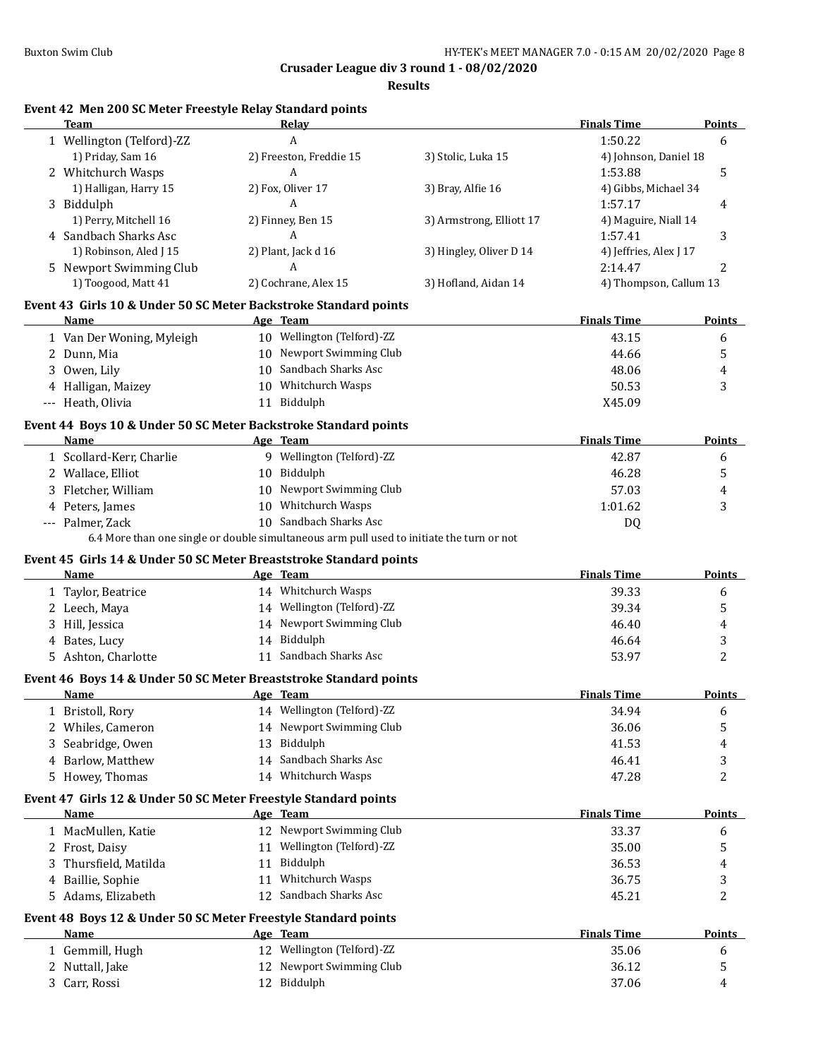**Crusader League div 3 round 1 - 08/02/2020**

**Results**

### Event 42 Men 200 SC Meter Freestyle Relay Standard points

| | Team | Relay | | Finals Time | Points |
|---|---|---|---|---|---|
| 1 | Wellington (Telford)-ZZ | A | | 1:50.22 | 6 |
| | 1) Priday, Sam 16 | 2) Freeston, Freddie 15 | 3) Stolic, Luka 15 | 4) Johnson, Daniel 18 | |
| 2 | Whitchurch Wasps | A | | 1:53.88 | 5 |
| | 1) Halligan, Harry 15 | 2) Fox, Oliver 17 | 3) Bray, Alfie 16 | 4) Gibbs, Michael 34 | |
| 3 | Biddulph | A | | 1:57.17 | 4 |
| | 1) Perry, Mitchell 16 | 2) Finney, Ben 15 | 3) Armstrong, Elliott 17 | 4) Maguire, Niall 14 | |
| 4 | Sandbach Sharks Asc | A | | 1:57.41 | 3 |
| | 1) Robinson, Aled J 15 | 2) Plant, Jack d 16 | 3) Hingley, Oliver D 14 | 4) Jeffries, Alex J 17 | |
| 5 | Newport Swimming Club | A | | 2:14.47 | 2 |
| | 1) Toogood, Matt 41 | 2) Cochrane, Alex 15 | 3) Hofland, Aidan 14 | 4) Thompson, Callum 13 | |

### Event 43 Girls 10 & Under 50 SC Meter Backstroke Standard points

| | Name | Age | Team | Finals Time | Points |
|---|---|---|---|---|---|
| 1 | Van Der Woning, Myleigh | 10 | Wellington (Telford)-ZZ | 43.15 | 6 |
| 2 | Dunn, Mia | 10 | Newport Swimming Club | 44.66 | 5 |
| 3 | Owen, Lily | 10 | Sandbach Sharks Asc | 48.06 | 4 |
| 4 | Halligan, Maizey | 10 | Whitchurch Wasps | 50.53 | 3 |
| --- | Heath, Olivia | 11 | Biddulph | X45.09 | |

### Event 44 Boys 10 & Under 50 SC Meter Backstroke Standard points

| | Name | Age | Team | Finals Time | Points |
|---|---|---|---|---|---|
| 1 | Scollard-Kerr, Charlie | 9 | Wellington (Telford)-ZZ | 42.87 | 6 |
| 2 | Wallace, Elliot | 10 | Biddulph | 46.28 | 5 |
| 3 | Fletcher, William | 10 | Newport Swimming Club | 57.03 | 4 |
| 4 | Peters, James | 10 | Whitchurch Wasps | 1:01.62 | 3 |
| --- | Palmer, Zack | 10 | Sandbach Sharks Asc | DQ | |
| | 6.4 More than one single or double simultaneous arm pull used to initiate the turn or not | | | | |

### Event 45 Girls 14 & Under 50 SC Meter Breaststroke Standard points

| | Name | Age | Team | Finals Time | Points |
|---|---|---|---|---|---|
| 1 | Taylor, Beatrice | 14 | Whitchurch Wasps | 39.33 | 6 |
| 2 | Leech, Maya | 14 | Wellington (Telford)-ZZ | 39.34 | 5 |
| 3 | Hill, Jessica | 14 | Newport Swimming Club | 46.40 | 4 |
| 4 | Bates, Lucy | 14 | Biddulph | 46.64 | 3 |
| 5 | Ashton, Charlotte | 11 | Sandbach Sharks Asc | 53.97 | 2 |

### Event 46 Boys 14 & Under 50 SC Meter Breaststroke Standard points

| | Name | Age | Team | Finals Time | Points |
|---|---|---|---|---|---|
| 1 | Bristoll, Rory | 14 | Wellington (Telford)-ZZ | 34.94 | 6 |
| 2 | Whiles, Cameron | 14 | Newport Swimming Club | 36.06 | 5 |
| 3 | Seabridge, Owen | 13 | Biddulph | 41.53 | 4 |
| 4 | Barlow, Matthew | 14 | Sandbach Sharks Asc | 46.41 | 3 |
| 5 | Howey, Thomas | 14 | Whitchurch Wasps | 47.28 | 2 |

### Event 47 Girls 12 & Under 50 SC Meter Freestyle Standard points

| | Name | Age | Team | Finals Time | Points |
|---|---|---|---|---|---|
| 1 | MacMullen, Katie | 12 | Newport Swimming Club | 33.37 | 6 |
| 2 | Frost, Daisy | 11 | Wellington (Telford)-ZZ | 35.00 | 5 |
| 3 | Thursfield, Matilda | 11 | Biddulph | 36.53 | 4 |
| 4 | Baillie, Sophie | 11 | Whitchurch Wasps | 36.75 | 3 |
| 5 | Adams, Elizabeth | 12 | Sandbach Sharks Asc | 45.21 | 2 |

### Event 48 Boys 12 & Under 50 SC Meter Freestyle Standard points

| | Name | Age | Team | Finals Time | Points |
|---|---|---|---|---|---|
| 1 | Gemmill, Hugh | 12 | Wellington (Telford)-ZZ | 35.06 | 6 |
| 2 | Nuttall, Jake | 12 | Newport Swimming Club | 36.12 | 5 |
| 3 | Carr, Rossi | 12 | Biddulph | 37.06 | 4 |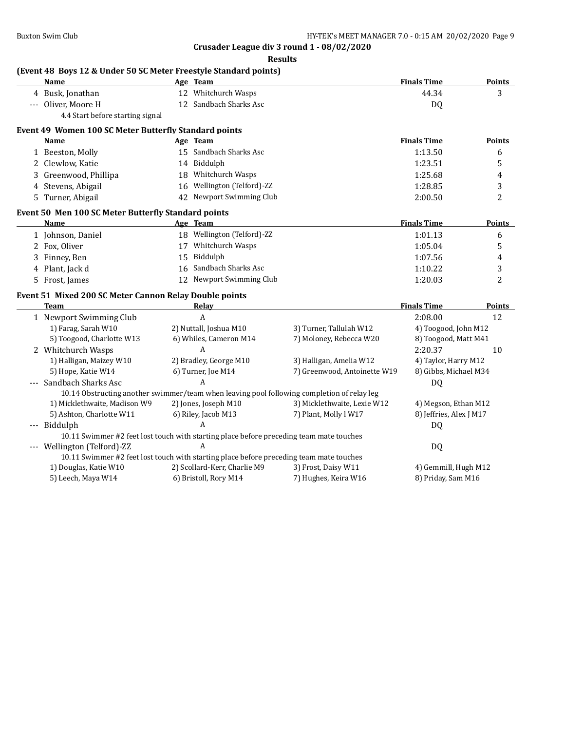**Crusader League div 3 round 1 - 08/02/2020**

**Results**

### (Event 48 Boys 12 & Under 50 SC Meter Freestyle Standard points)

| | Name | Age | Team | Finals Time | Points |
|---|---|---|---|---|---|
| 4 | Busk, Jonathan | 12 | Whitchurch Wasps | 44.34 | 3 |
| --- | Oliver, Moore H | 12 | Sandbach Sharks Asc | DQ | |
| | 4.4 Start before starting signal | | | | |

### Event 49 Women 100 SC Meter Butterfly Standard points

| | Name | Age | Team | Finals Time | Points |
|---|---|---|---|---|---|
| 1 | Beeston, Molly | 15 | Sandbach Sharks Asc | 1:13.50 | 6 |
| 2 | Clewlow, Katie | 14 | Biddulph | 1:23.51 | 5 |
| 3 | Greenwood, Phillipa | 18 | Whitchurch Wasps | 1:25.68 | 4 |
| 4 | Stevens, Abigail | 16 | Wellington (Telford)-ZZ | 1:28.85 | 3 |
| 5 | Turner, Abigail | 42 | Newport Swimming Club | 2:00.50 | 2 |

### Event 50 Men 100 SC Meter Butterfly Standard points

| | Name | Age | Team | Finals Time | Points |
|---|---|---|---|---|---|
| 1 | Johnson, Daniel | 18 | Wellington (Telford)-ZZ | 1:01.13 | 6 |
| 2 | Fox, Oliver | 17 | Whitchurch Wasps | 1:05.04 | 5 |
| 3 | Finney, Ben | 15 | Biddulph | 1:07.56 | 4 |
| 4 | Plant, Jack d | 16 | Sandbach Sharks Asc | 1:10.22 | 3 |
| 5 | Frost, James | 12 | Newport Swimming Club | 1:20.03 | 2 |

### Event 51 Mixed 200 SC Meter Cannon Relay Double points

| | Team | Relay | | Finals Time | Points |
|---|---|---|---|---|---|
| 1 | Newport Swimming Club | A | | 2:08.00 | 12 |
| | 1) Farag, Sarah W10 | 2) Nuttall, Joshua M10 | 3) Turner, Tallulah W12 | 4) Toogood, John M12 | |
| | 5) Toogood, Charlotte W13 | 6) Whiles, Cameron M14 | 7) Moloney, Rebecca W20 | 8) Toogood, Matt M41 | |
| 2 | Whitchurch Wasps | A | | 2:20.37 | 10 |
| | 1) Halligan, Maizey W10 | 2) Bradley, George M10 | 3) Halligan, Amelia W12 | 4) Taylor, Harry M12 | |
| | 5) Hope, Katie W14 | 6) Turner, Joe M14 | 7) Greenwood, Antoinette W19 | 8) Gibbs, Michael M34 | |
| --- | Sandbach Sharks Asc | A | | DQ | |
| | 10.14 Obstructing another swimmer/team when leaving pool following completion of relay leg | | | | |
| | 1) Micklethwaite, Madison W9 | 2) Jones, Joseph M10 | 3) Micklethwaite, Lexie W12 | 4) Megson, Ethan M12 | |
| | 5) Ashton, Charlotte W11 | 6) Riley, Jacob M13 | 7) Plant, Molly l W17 | 8) Jeffries, Alex J M17 | |
| --- | Biddulph | A | | DQ | |
| | 10.11 Swimmer #2 feet lost touch with starting place before preceding team mate touches | | | | |
| --- | Wellington (Telford)-ZZ | A | | DQ | |
| | 10.11 Swimmer #2 feet lost touch with starting place before preceding team mate touches | | | | |
| | 1) Douglas, Katie W10 | 2) Scollard-Kerr, Charlie M9 | 3) Frost, Daisy W11 | 4) Gemmill, Hugh M12 | |
| | 5) Leech, Maya W14 | 6) Bristoll, Rory M14 | 7) Hughes, Keira W16 | 8) Priday, Sam M16 | |